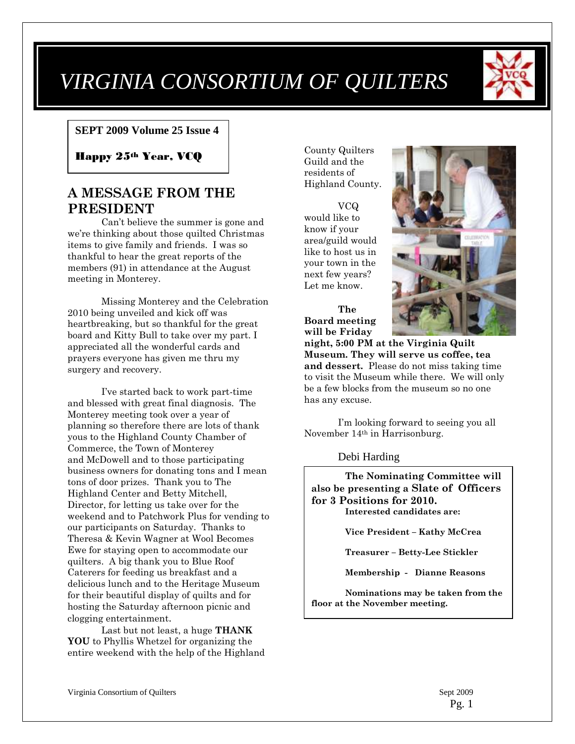# VIRGINIA CONSORTIUM OF QUILTERS

**SEPT 2009 Volume 25 Issue 4**

**Happy 25th Year, VCQ**

## A MESSAGE FROM THE PRESIDENT

Can't believe the summer is gone and we're thinking about those quilted Christmas items to give family and friends. I was so thankful to hear the great reports of the members (91) in attendance at the August meeting in Monterey.

Missing Monterey and the Celebration 2010 being unveiled and kick off was heartbreaking, but so thankful for the great board and Kitty Bull to take over my part. I appreciated all the wonderful cards and prayers everyone has given me thru my surgery and recovery.

I've started back to work part-time and blessed with great final diagnosis. The Monterey meeting took over a year of planning so therefore there are lots of thank yous to the Highland County Chamber of Commerce, the Town of Monterey and McDowell and to those participating business owners for donating tons and I mean tons of door prizes. Thank you to The Highland Center and Betty Mitchell, Director, for letting us take over for the weekend and to Patchwork Plus for vending to our participants on Saturday. Thanks to Theresa & Kevin Wagner at Wool Becomes Ewe for staying open to accommodate our quilters. A big thank you to Blue Roof Caterers for feeding us breakfast and a delicious lunch and to the Heritage Museum for their beautiful display of quilts and for hosting the Saturday afternoon picnic and clogging entertainment.

Last but not least, a huge **THANK YOU** to Phyllis Whetzel for organizing the entire weekend with the help of the Highland County Quilters Guild and the residents of Highland County.

VCQ would like to know if your area/guild would like to host us in your town in the next few years? Let me know.

**The Board meeting will be Friday night, 5:00 PM at the Virginia Quilt Museum. They will serve us coffee, tea and dessert.** Please do not miss taking time to visit the Museum while there. We will only be a few blocks from the museum so no one has any excuse.

I'm looking forward to seeing you all November 14th in Harrisonburg.

Debi Harding

**The Nominating Committee will also be presenting a Slate of Officers for 3 Positions for 2010.**

**Interested candidates are:**

**Vice President – Kathy McCrea**

**Treasurer – Betty-Lee Stickler**

**Membership - Dianne Reasons**

**Nominations may be taken from the floor at the November meeting.**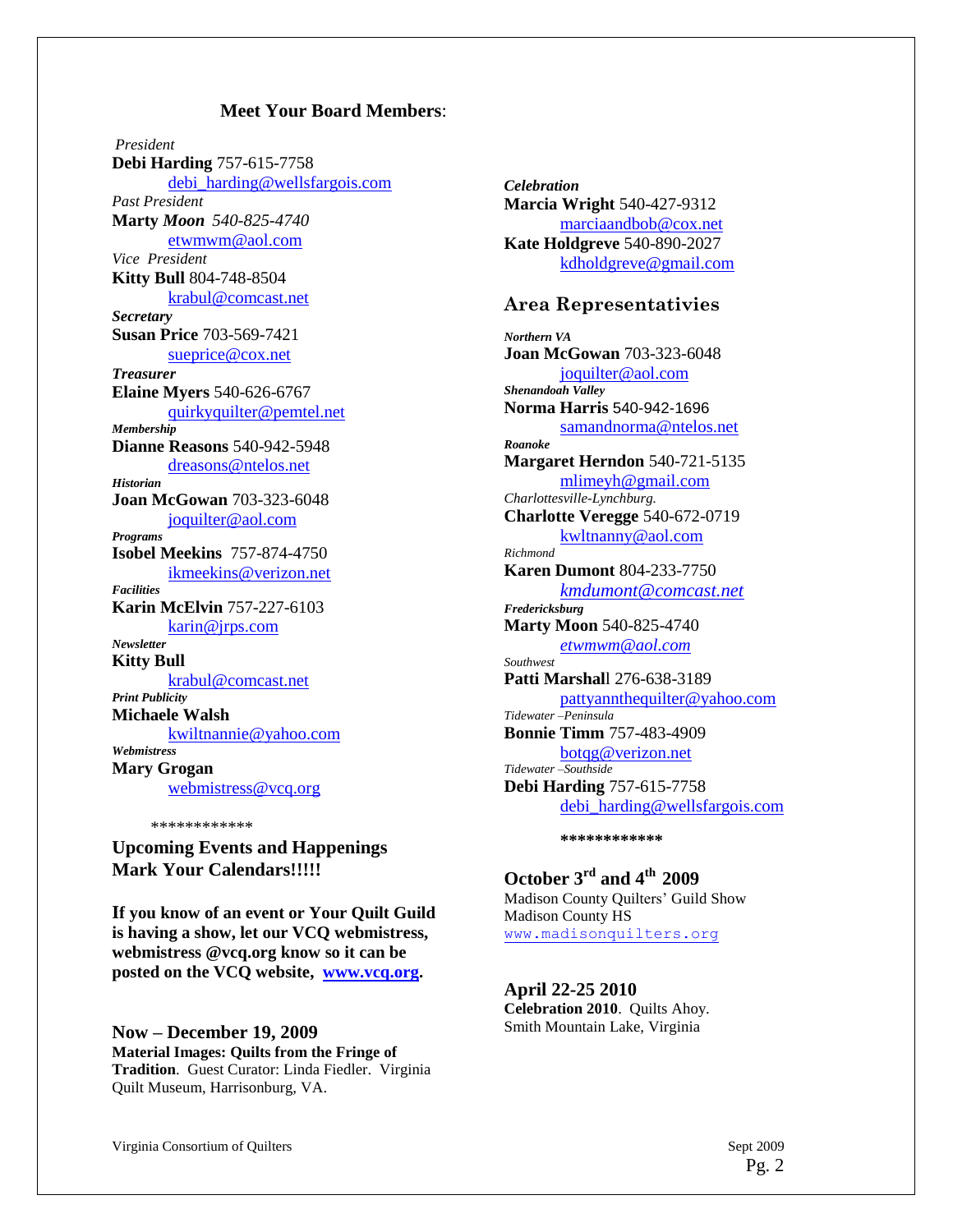## Meet Your Board Members:

*President*
**Debi Harding** 757-615-7758
debi_harding@wellsfargois.com
*Past President*
**Marty** ***Moon*** *540-825-4740*
etwmwm@aol.com
*Vice President*
**Kitty Bull** 804-748-8504
krabul@comcast.net
***Secretary***
**Susan Price** 703-569-7421
sueprice@cox.net
***Treasurer***
**Elaine Myers** 540-626-6767
quirkyquilter@pemtel.net
***Membership***
**Dianne Reasons** 540-942-5948
dreasons@ntelos.net
***Historian***
**Joan McGowan** 703-323-6048
joquilter@aol.com
***Programs***
**Isobel Meekins** 757-874-4750
ikmeekins@verizon.net
***Facilities***
**Karin McElvin** 757-227-6103
karin@jrps.com
***Newsletter***
**Kitty Bull**
krabul@comcast.net
***Print Publicity***
**Michaele Walsh**
kwiltnannie@yahoo.com
***Webmistress***
**Mary Grogan**
webmistress@vcq.org

************

***Celebration***
**Marcia Wright** 540-427-9312
marciaandbob@cox.net
**Kate Holdgreve** 540-890-2027
kdholdgreve@gmail.com

## Area Representativies

***Northern VA***
**Joan McGowan** 703-323-6048
joquilter@aol.com
***Shenandoah Valley***
**Norma Harris** 540-942-1696
samandnorma@ntelos.net
***Roanoke***
**Margaret Herndon** 540-721-5135
mlimeyh@gmail.com
*Charlottesville-Lynchburg.*
**Charlotte Veregge** 540-672-0719
kwltnanny@aol.com
*Richmond*
**Karen Dumont** 804-233-7750
*kmdumont@comcast.net*
***Fredericksburg***
**Marty Moon** 540-825-4740
*etwmwm@aol.com*
*Southwest*
**Patti Marshal**l 276-638-3189
pattyannthequilter@yahoo.com
*Tidewater –Peninsula*
**Bonnie Timm** 757-483-4909
botqg@verizon.net
*Tidewater –Southside*
**Debi Harding** 757-615-7758
debi_harding@wellsfargois.com

************

## Upcoming Events and Happenings
## Mark Your Calendars!!!!!

**If you know of an event or Your Quilt Guild is having a show, let our VCQ webmistress, webmistress @vcq.org know so it can be posted on the VCQ website, www.vcq.org.**

### Now – December 19, 2009
**Material Images: Quilts from the Fringe of Tradition**. Guest Curator: Linda Fiedler. Virginia Quilt Museum, Harrisonburg, VA.

### October 3rd and 4th 2009
Madison County Quilters' Guild Show
Madison County HS
www.madisonquilters.org

### April 22-25 2010
**Celebration 2010**. Quilts Ahoy.
Smith Mountain Lake, Virginia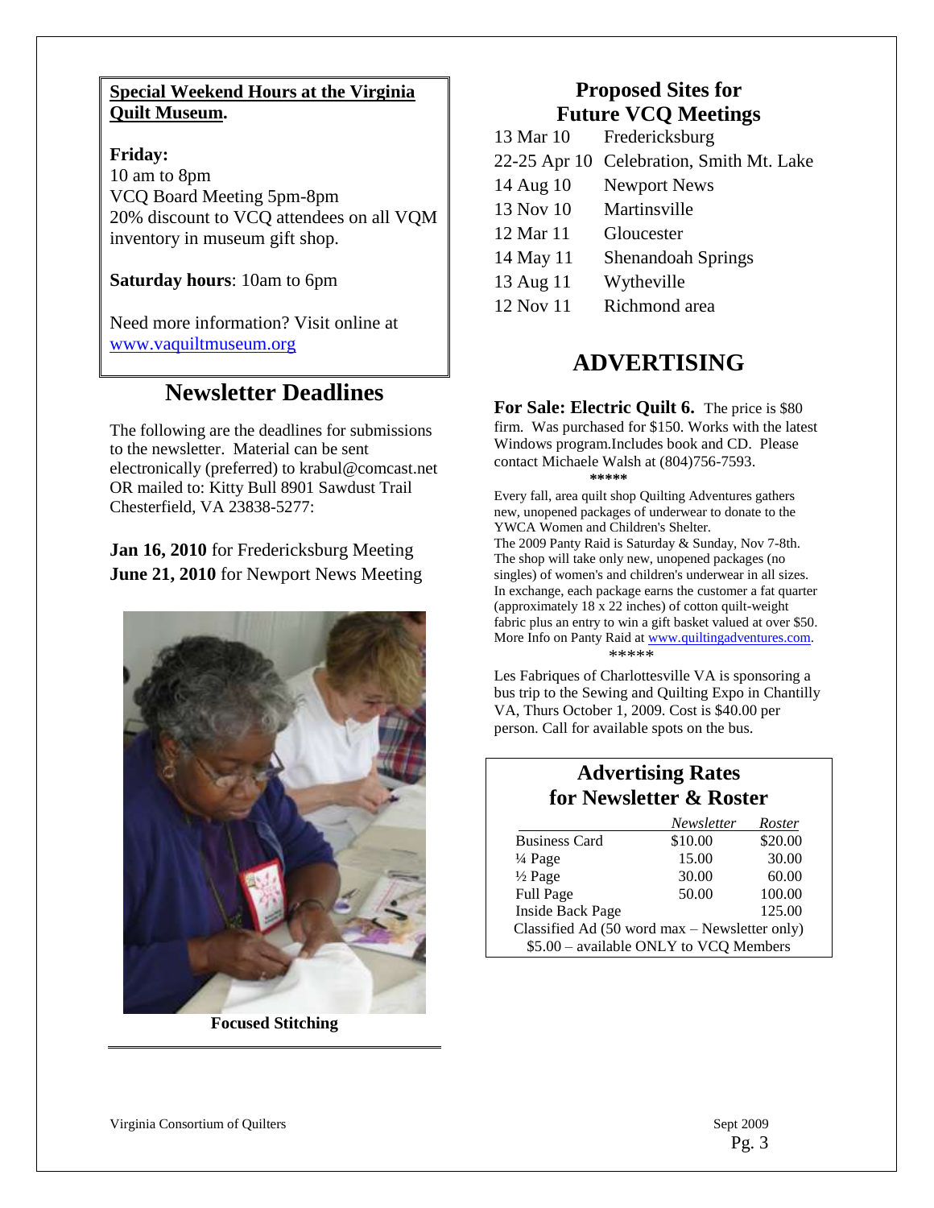**Special Weekend Hours at the Virginia Quilt Museum.**

**Friday:**
10 am to 8pm
VCQ Board Meeting 5pm-8pm
20% discount to VCQ attendees on all VQM inventory in museum gift shop.

**Saturday hours**: 10am to 6pm

Need more information? Visit online at www.vaquiltmuseum.org

## Newsletter Deadlines

The following are the deadlines for submissions to the newsletter. Material can be sent electronically (preferred) to krabul@comcast.net OR mailed to: Kitty Bull 8901 Sawdust Trail Chesterfield, VA 23838-5277:

**Jan 16, 2010** for Fredericksburg Meeting
**June 21, 2010** for Newport News Meeting

**Focused Stitching**

## Proposed Sites for Future VCQ Meetings

| | |
|---|---|
| 13 Mar 10 | Fredericksburg |
| 22-25 Apr 10 | Celebration, Smith Mt. Lake |
| 14 Aug 10 | Newport News |
| 13 Nov 10 | Martinsville |
| 12 Mar 11 | Gloucester |
| 14 May 11 | Shenandoah Springs |
| 13 Aug 11 | Wytheville |
| 12 Nov 11 | Richmond area |

## ADVERTISING

**For Sale: Electric Quilt 6.** The price is $80 firm. Was purchased for $150. Works with the latest Windows program.Includes book and CD. Please contact Michaele Walsh at (804)756-7593.

*****

Every fall, area quilt shop Quilting Adventures gathers new, unopened packages of underwear to donate to the YWCA Women and Children's Shelter.
The 2009 Panty Raid is Saturday & Sunday, Nov 7-8th. The shop will take only new, unopened packages (no singles) of women's and children's underwear in all sizes. In exchange, each package earns the customer a fat quarter (approximately 18 x 22 inches) of cotton quilt-weight fabric plus an entry to win a gift basket valued at over $50. More Info on Panty Raid at www.quiltingadventures.com.

*****

Les Fabriques of Charlottesville VA is sponsoring a bus trip to the Sewing and Quilting Expo in Chantilly VA, Thurs October 1, 2009. Cost is $40.00 per person. Call for available spots on the bus.

### Advertising Rates for Newsletter & Roster

| | *Newsletter* | *Roster* |
|---|---|---|
| Business Card | $10.00 | $20.00 |
| ¼ Page | 15.00 | 30.00 |
| ½ Page | 30.00 | 60.00 |
| Full Page | 50.00 | 100.00 |
| Inside Back Page | | 125.00 |

Classified Ad (50 word max – Newsletter only)
$5.00 – available ONLY to VCQ Members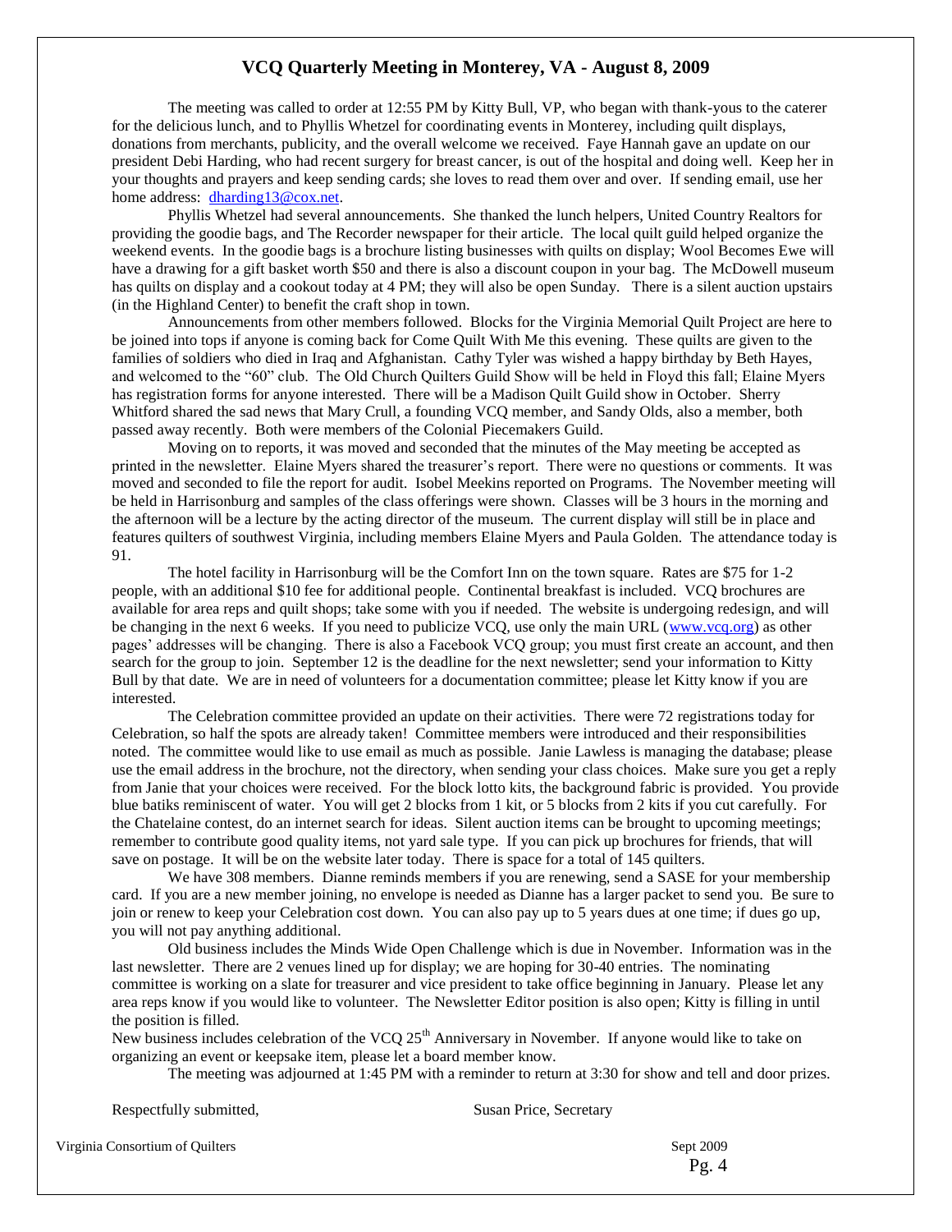# VCQ Quarterly Meeting in Monterey, VA - August 8, 2009

The meeting was called to order at 12:55 PM by Kitty Bull, VP, who began with thank-yous to the caterer for the delicious lunch, and to Phyllis Whetzel for coordinating events in Monterey, including quilt displays, donations from merchants, publicity, and the overall welcome we received. Faye Hannah gave an update on our president Debi Harding, who had recent surgery for breast cancer, is out of the hospital and doing well. Keep her in your thoughts and prayers and keep sending cards; she loves to read them over and over. If sending email, use her home address: dharding13@cox.net.

Phyllis Whetzel had several announcements. She thanked the lunch helpers, United Country Realtors for providing the goodie bags, and The Recorder newspaper for their article. The local quilt guild helped organize the weekend events. In the goodie bags is a brochure listing businesses with quilts on display; Wool Becomes Ewe will have a drawing for a gift basket worth $50 and there is also a discount coupon in your bag. The McDowell museum has quilts on display and a cookout today at 4 PM; they will also be open Sunday. There is a silent auction upstairs (in the Highland Center) to benefit the craft shop in town.

Announcements from other members followed. Blocks for the Virginia Memorial Quilt Project are here to be joined into tops if anyone is coming back for Come Quilt With Me this evening. These quilts are given to the families of soldiers who died in Iraq and Afghanistan. Cathy Tyler was wished a happy birthday by Beth Hayes, and welcomed to the "60" club. The Old Church Quilters Guild Show will be held in Floyd this fall; Elaine Myers has registration forms for anyone interested. There will be a Madison Quilt Guild show in October. Sherry Whitford shared the sad news that Mary Crull, a founding VCQ member, and Sandy Olds, also a member, both passed away recently. Both were members of the Colonial Piecemakers Guild.

Moving on to reports, it was moved and seconded that the minutes of the May meeting be accepted as printed in the newsletter. Elaine Myers shared the treasurer's report. There were no questions or comments. It was moved and seconded to file the report for audit. Isobel Meekins reported on Programs. The November meeting will be held in Harrisonburg and samples of the class offerings were shown. Classes will be 3 hours in the morning and the afternoon will be a lecture by the acting director of the museum. The current display will still be in place and features quilters of southwest Virginia, including members Elaine Myers and Paula Golden. The attendance today is 91.

The hotel facility in Harrisonburg will be the Comfort Inn on the town square. Rates are $75 for 1-2 people, with an additional $10 fee for additional people. Continental breakfast is included. VCQ brochures are available for area reps and quilt shops; take some with you if needed. The website is undergoing redesign, and will be changing in the next 6 weeks. If you need to publicize VCQ, use only the main URL (www.vcq.org) as other pages' addresses will be changing. There is also a Facebook VCQ group; you must first create an account, and then search for the group to join. September 12 is the deadline for the next newsletter; send your information to Kitty Bull by that date. We are in need of volunteers for a documentation committee; please let Kitty know if you are interested.

The Celebration committee provided an update on their activities. There were 72 registrations today for Celebration, so half the spots are already taken! Committee members were introduced and their responsibilities noted. The committee would like to use email as much as possible. Janie Lawless is managing the database; please use the email address in the brochure, not the directory, when sending your class choices. Make sure you get a reply from Janie that your choices were received. For the block lotto kits, the background fabric is provided. You provide blue batiks reminiscent of water. You will get 2 blocks from 1 kit, or 5 blocks from 2 kits if you cut carefully. For the Chatelaine contest, do an internet search for ideas. Silent auction items can be brought to upcoming meetings; remember to contribute good quality items, not yard sale type. If you can pick up brochures for friends, that will save on postage. It will be on the website later today. There is space for a total of 145 quilters.

We have 308 members. Dianne reminds members if you are renewing, send a SASE for your membership card. If you are a new member joining, no envelope is needed as Dianne has a larger packet to send you. Be sure to join or renew to keep your Celebration cost down. You can also pay up to 5 years dues at one time; if dues go up, you will not pay anything additional.

Old business includes the Minds Wide Open Challenge which is due in November. Information was in the last newsletter. There are 2 venues lined up for display; we are hoping for 30-40 entries. The nominating committee is working on a slate for treasurer and vice president to take office beginning in January. Please let any area reps know if you would like to volunteer. The Newsletter Editor position is also open; Kitty is filling in until the position is filled.

New business includes celebration of the VCQ 25th Anniversary in November. If anyone would like to take on organizing an event or keepsake item, please let a board member know.

The meeting was adjourned at 1:45 PM with a reminder to return at 3:30 for show and tell and door prizes.

Respectfully submitted, Susan Price, Secretary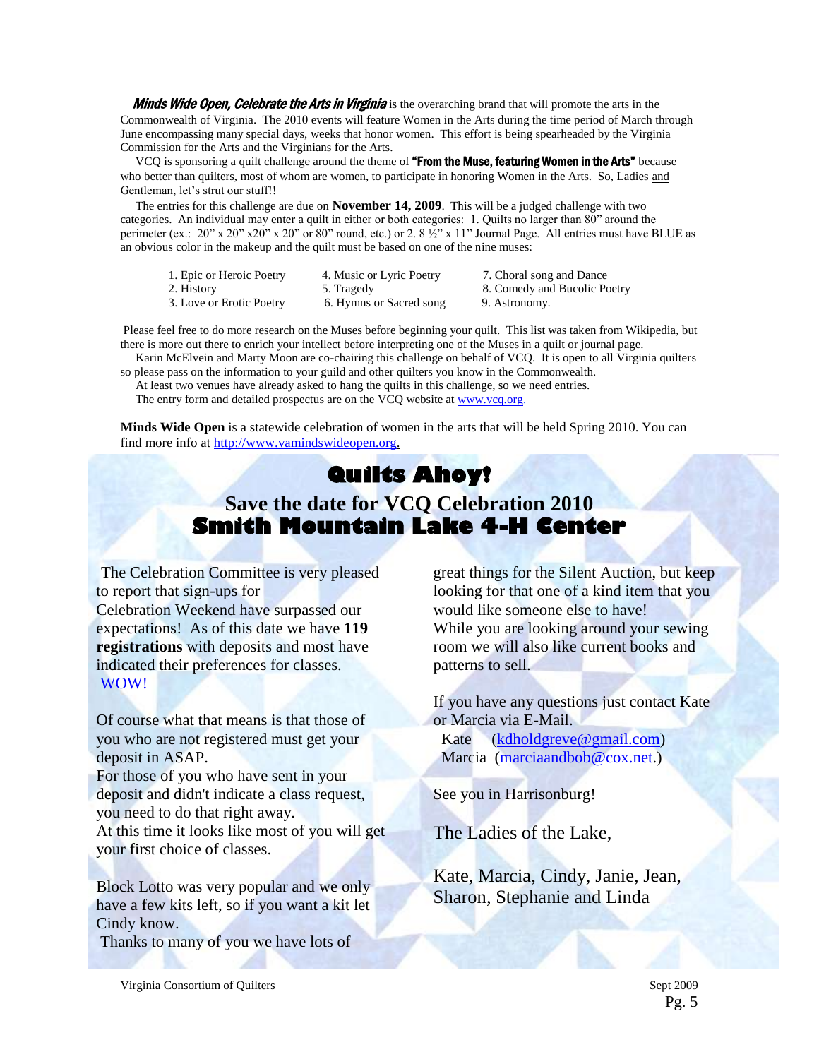***Minds Wide Open, Celebrate the Arts in Virginia*** is the overarching brand that will promote the arts in the Commonwealth of Virginia. The 2010 events will feature Women in the Arts during the time period of March through June encompassing many special days, weeks that honor women. This effort is being spearheaded by the Virginia Commission for the Arts and the Virginians for the Arts.

VCQ is sponsoring a quilt challenge around the theme of **"From the Muse, featuring Women in the Arts"** because who better than quilters, most of whom are women, to participate in honoring Women in the Arts. So, Ladies and Gentleman, let's strut our stuff!!

The entries for this challenge are due on **November 14, 2009**. This will be a judged challenge with two categories. An individual may enter a quilt in either or both categories: 1. Quilts no larger than 80" around the perimeter (ex.: 20" x 20" x20" x 20" or 80" round, etc.) or 2. 8 ½" x 11" Journal Page. All entries must have BLUE as an obvious color in the makeup and the quilt must be based on one of the nine muses:

1. Epic or Heroic Poetry
2. History
3. Love or Erotic Poetry
4. Music or Lyric Poetry
5. Tragedy
6. Hymns or Sacred song
7. Choral song and Dance
8. Comedy and Bucolic Poetry
9. Astronomy.

Please feel free to do more research on the Muses before beginning your quilt. This list was taken from Wikipedia, but there is more out there to enrich your intellect before interpreting one of the Muses in a quilt or journal page.

Karin McElvein and Marty Moon are co-chairing this challenge on behalf of VCQ. It is open to all Virginia quilters so please pass on the information to your guild and other quilters you know in the Commonwealth.

At least two venues have already asked to hang the quilts in this challenge, so we need entries.

The entry form and detailed prospectus are on the VCQ website at www.vcq.org.

**Minds Wide Open** is a statewide celebration of women in the arts that will be held Spring 2010. You can find more info at http://www.vamindswideopen.org.

# Quilts Ahoy!

## Save the date for VCQ Celebration 2010
## Smith Mountain Lake 4-H Center

The Celebration Committee is very pleased to report that sign-ups for Celebration Weekend have surpassed our expectations! As of this date we have **119 registrations** with deposits and most have indicated their preferences for classes. WOW!

Of course what that means is that those of you who are not registered must get your deposit in ASAP.
For those of you who have sent in your deposit and didn't indicate a class request, you need to do that right away.
At this time it looks like most of you will get your first choice of classes.

Block Lotto was very popular and we only have a few kits left, so if you want a kit let Cindy know.
Thanks to many of you we have lots of great things for the Silent Auction, but keep looking for that one of a kind item that you would like someone else to have!
While you are looking around your sewing room we will also like current books and patterns to sell.

If you have any questions just contact Kate or Marcia via E-Mail.
Kate (kdholdgreve@gmail.com)
Marcia (marciaandbob@cox.net.)

See you in Harrisonburg!

The Ladies of the Lake,

Kate, Marcia, Cindy, Janie, Jean, Sharon, Stephanie and Linda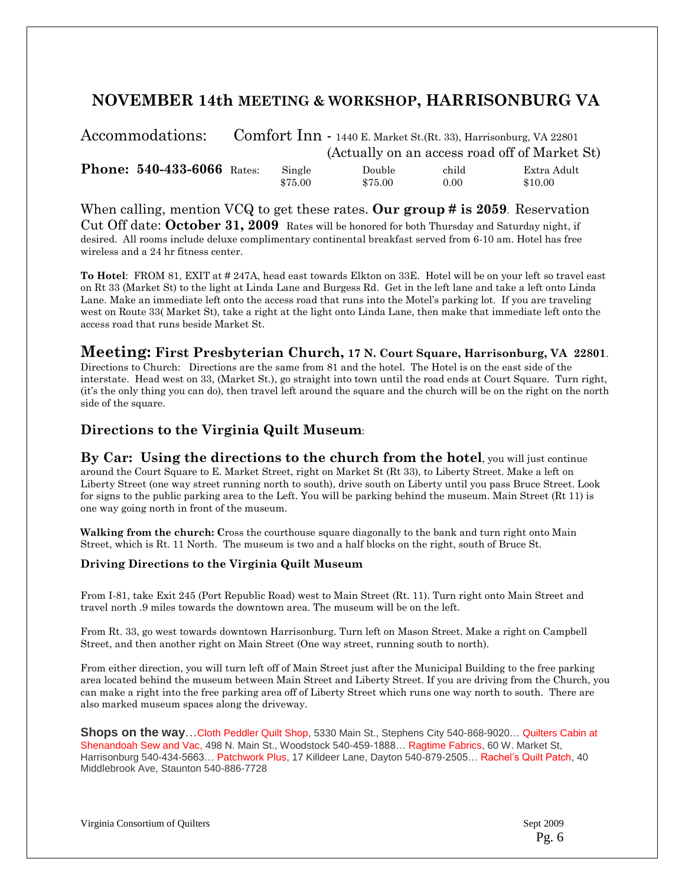## NOVEMBER 14th MEETING & WORKSHOP, HARRISONBURG VA

Accommodations: Comfort Inn - 1440 E. Market St.(Rt. 33), Harrisonburg, VA 22801
(Actually on an access road off of Market St)

| **Phone: 540-433-6066** Rates: | Single | Double | child | Extra Adult |
|---|---|---|---|---|
| | $75.00 | $75.00 | 0.00 | $10.00 |

When calling, mention VCQ to get these rates. **Our group # is 2059**. Reservation Cut Off date: **October 31, 2009** Rates will be honored for both Thursday and Saturday night, if desired. All rooms include deluxe complimentary continental breakfast served from 6-10 am. Hotel has free wireless and a 24 hr fitness center.

**To Hotel**: FROM 81, EXIT at # 247A, head east towards Elkton on 33E. Hotel will be on your left so travel east on Rt 33 (Market St) to the light at Linda Lane and Burgess Rd. Get in the left lane and take a left onto Linda Lane. Make an immediate left onto the access road that runs into the Motel's parking lot. If you are traveling west on Route 33( Market St), take a right at the light onto Linda Lane, then make that immediate left onto the access road that runs beside Market St.

**Meeting: First Presbyterian Church, 17 N. Court Square, Harrisonburg, VA 22801**. Directions to Church: Directions are the same from 81 and the hotel. The Hotel is on the east side of the interstate. Head west on 33, (Market St.), go straight into town until the road ends at Court Square. Turn right, (it's the only thing you can do), then travel left around the square and the church will be on the right on the north side of the square.

### Directions to the Virginia Quilt Museum:

**By Car: Using the directions to the church from the hotel**, you will just continue around the Court Square to E. Market Street, right on Market St (Rt 33), to Liberty Street. Make a left on Liberty Street (one way street running north to south), drive south on Liberty until you pass Bruce Street. Look for signs to the public parking area to the Left. You will be parking behind the museum. Main Street (Rt 11) is one way going north in front of the museum.

**Walking from the church: C**ross the courthouse square diagonally to the bank and turn right onto Main Street, which is Rt. 11 North. The museum is two and a half blocks on the right, south of Bruce St.

**Driving Directions to the Virginia Quilt Museum**

From I-81, take Exit 245 (Port Republic Road) west to Main Street (Rt. 11). Turn right onto Main Street and travel north .9 miles towards the downtown area. The museum will be on the left.

From Rt. 33, go west towards downtown Harrisonburg. Turn left on Mason Street. Make a right on Campbell Street, and then another right on Main Street (One way street, running south to north).

From either direction, you will turn left off of Main Street just after the Municipal Building to the free parking area located behind the museum between Main Street and Liberty Street. If you are driving from the Church, you can make a right into the free parking area off of Liberty Street which runs one way north to south. There are also marked museum spaces along the driveway.

**Shops on the way**…Cloth Peddler Quilt Shop, 5330 Main St., Stephens City 540-868-9020… Quilters Cabin at Shenandoah Sew and Vac, 498 N. Main St., Woodstock 540-459-1888… Ragtime Fabrics, 60 W. Market St, Harrisonburg 540-434-5663… Patchwork Plus, 17 Killdeer Lane, Dayton 540-879-2505… Rachel's Quilt Patch, 40 Middlebrook Ave, Staunton 540-886-7728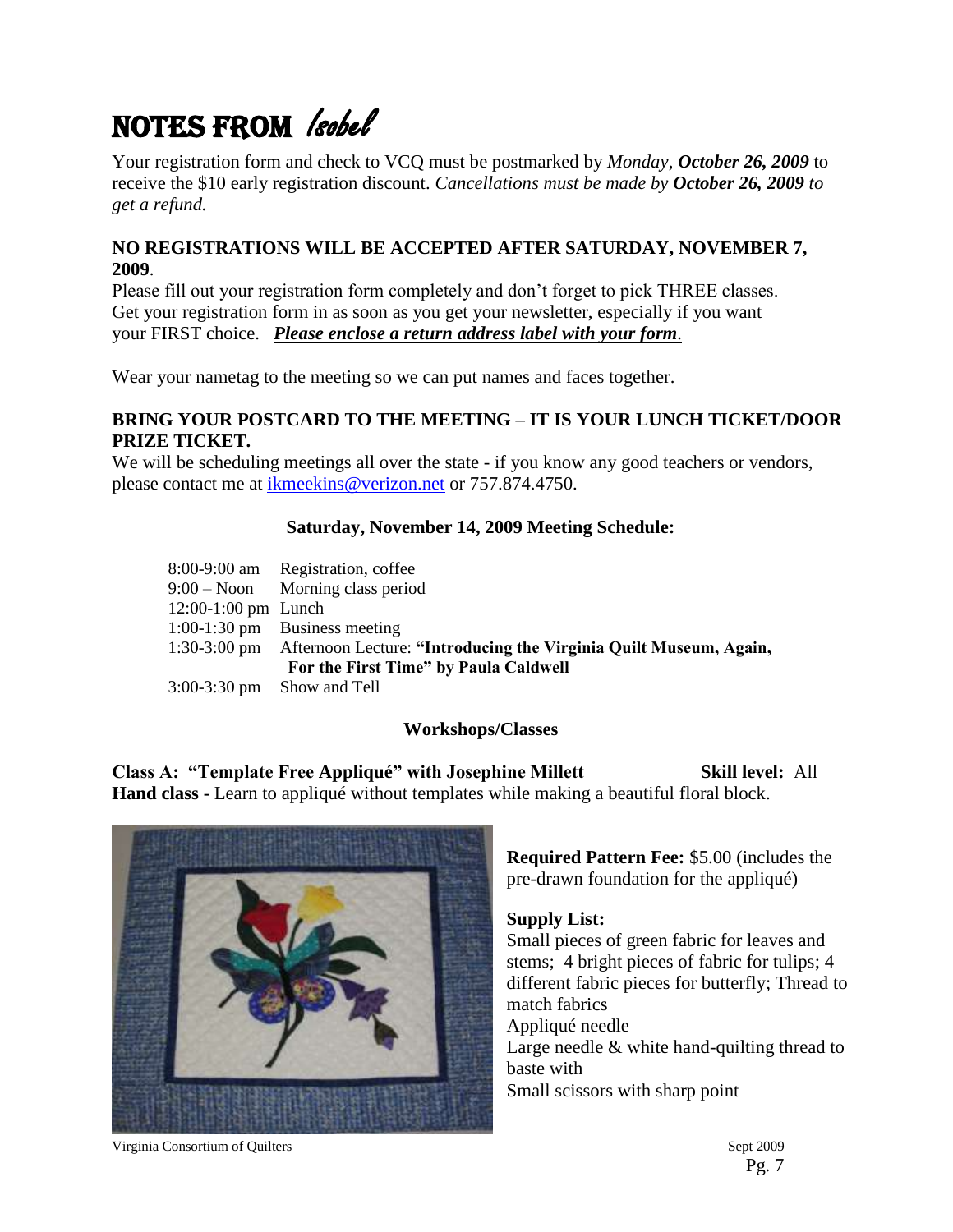# NOTES FROM *Isobel*

Your registration form and check to VCQ must be postmarked by *Monday, **October 26, 2009*** to receive the $10 early registration discount. *Cancellations must be made by **October 26, 2009** to get a refund.*

**NO REGISTRATIONS WILL BE ACCEPTED AFTER SATURDAY, NOVEMBER 7, 2009**.

Please fill out your registration form completely and don't forget to pick THREE classes. Get your registration form in as soon as you get your newsletter, especially if you want your FIRST choice. ***Please enclose a return address label with your form***.

Wear your nametag to the meeting so we can put names and faces together.

**BRING YOUR POSTCARD TO THE MEETING – IT IS YOUR LUNCH TICKET/DOOR PRIZE TICKET.**

We will be scheduling meetings all over the state - if you know any good teachers or vendors, please contact me at ikmeekins@verizon.net or 757.874.4750.

**Saturday, November 14, 2009 Meeting Schedule:**

| | |
|---|---|
| 8:00-9:00 am | Registration, coffee |
| 9:00 – Noon | Morning class period |
| 12:00-1:00 pm | Lunch |
| 1:00-1:30 pm | Business meeting |
| 1:30-3:00 pm | Afternoon Lecture: **"Introducing the Virginia Quilt Museum, Again, For the First Time" by Paula Caldwell** |
| 3:00-3:30 pm | Show and Tell |

**Workshops/Classes**

**Class A: "Template Free Appliqué" with Josephine Millett** **Skill level:** All

**Hand class -** Learn to appliqué without templates while making a beautiful floral block.

**Required Pattern Fee:** $5.00 (includes the pre-drawn foundation for the appliqué)

**Supply List:**

Small pieces of green fabric for leaves and stems; 4 bright pieces of fabric for tulips; 4 different fabric pieces for butterfly; Thread to match fabrics

Appliqué needle

Large needle & white hand-quilting thread to baste with

Small scissors with sharp point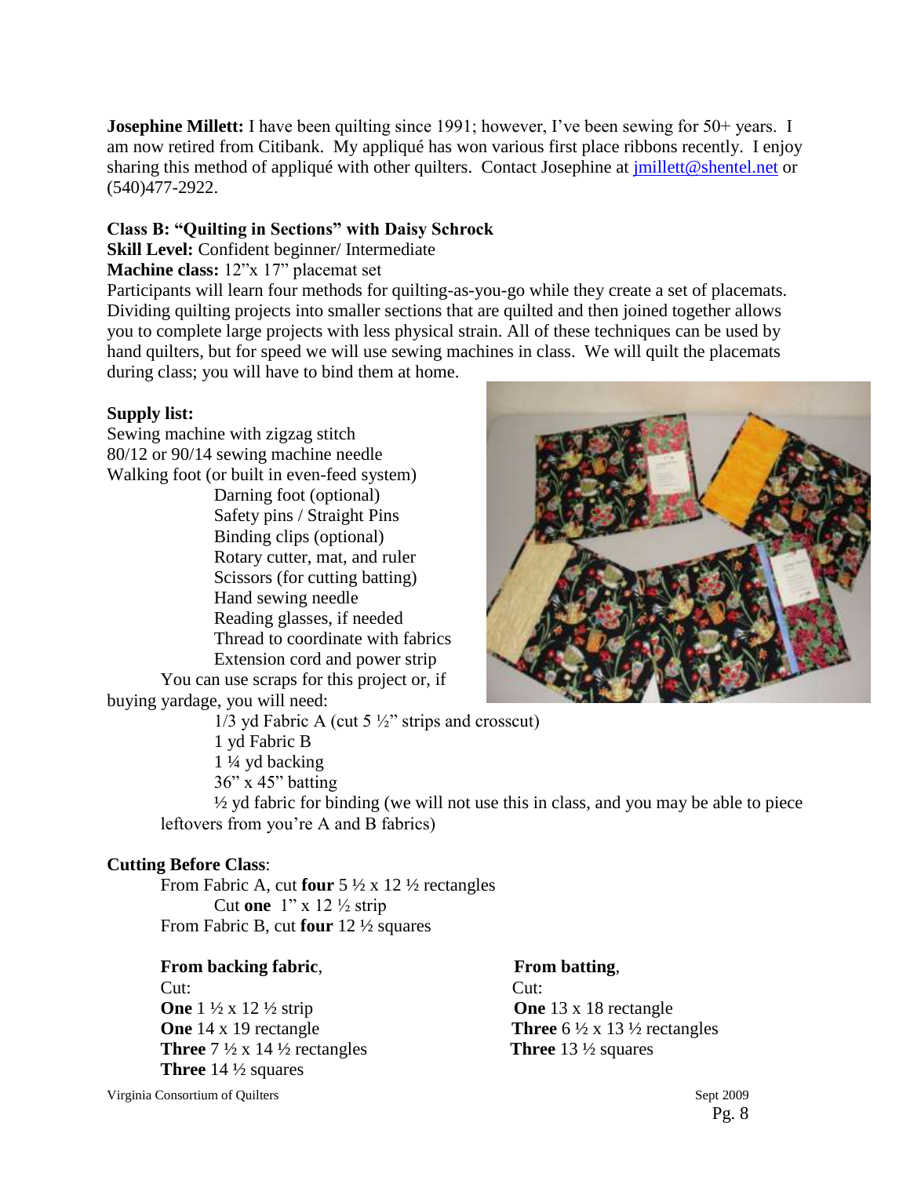**Josephine Millett:** I have been quilting since 1991; however, I've been sewing for 50+ years. I am now retired from Citibank. My appliqué has won various first place ribbons recently. I enjoy sharing this method of appliqué with other quilters. Contact Josephine at jmillett@shentel.net or (540)477-2922.

**Class B: "Quilting in Sections" with Daisy Schrock**

**Skill Level:** Confident beginner/ Intermediate

**Machine class:** 12"x 17" placemat set

Participants will learn four methods for quilting-as-you-go while they create a set of placemats. Dividing quilting projects into smaller sections that are quilted and then joined together allows you to complete large projects with less physical strain. All of these techniques can be used by hand quilters, but for speed we will use sewing machines in class. We will quilt the placemats during class; you will have to bind them at home.

**Supply list:**

Sewing machine with zigzag stitch
80/12 or 90/14 sewing machine needle
Walking foot (or built in even-feed system)
Darning foot (optional)
Safety pins / Straight Pins
Binding clips (optional)
Rotary cutter, mat, and ruler
Scissors (for cutting batting)
Hand sewing needle
Reading glasses, if needed
Thread to coordinate with fabrics
Extension cord and power strip

You can use scraps for this project or, if buying yardage, you will need:

1/3 yd Fabric A (cut 5 ½" strips and crosscut)
1 yd Fabric B
1 ¼ yd backing
36" x 45" batting
½ yd fabric for binding (we will not use this in class, and you may be able to piece leftovers from you're A and B fabrics)

**Cutting Before Class**:

From Fabric A, cut **four** 5 ½ x 12 ½ rectangles
Cut **one** 1" x 12 ½ strip
From Fabric B, cut **four** 12 ½ squares

**From backing fabric**,
Cut:
**One** 1 ½ x 12 ½ strip
**One** 14 x 19 rectangle
**Three** 7 ½ x 14 ½ rectangles
**Three** 14 ½ squares

**From batting**,
Cut:
**One** 13 x 18 rectangle
**Three** 6 ½ x 13 ½ rectangles
**Three** 13 ½ squares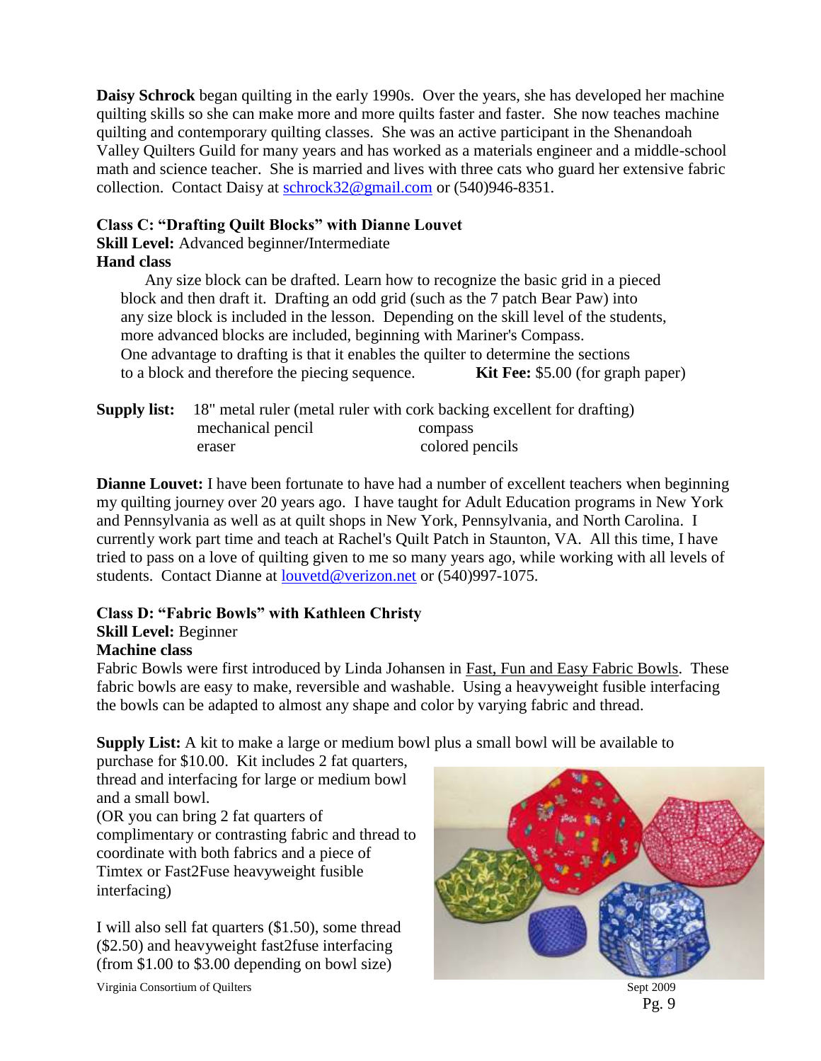**Daisy Schrock** began quilting in the early 1990s. Over the years, she has developed her machine quilting skills so she can make more and more quilts faster and faster. She now teaches machine quilting and contemporary quilting classes. She was an active participant in the Shenandoah Valley Quilters Guild for many years and has worked as a materials engineer and a middle-school math and science teacher. She is married and lives with three cats who guard her extensive fabric collection. Contact Daisy at schrock32@gmail.com or (540)946-8351.

**Class C: "Drafting Quilt Blocks" with Dianne Louvet**
**Skill Level:** Advanced beginner/Intermediate
**Hand class**

Any size block can be drafted. Learn how to recognize the basic grid in a pieced block and then draft it. Drafting an odd grid (such as the 7 patch Bear Paw) into any size block is included in the lesson. Depending on the skill level of the students, more advanced blocks are included, beginning with Mariner's Compass. One advantage to drafting is that it enables the quilter to determine the sections to a block and therefore the piecing sequence. **Kit Fee:** $5.00 (for graph paper)

**Supply list:** 18" metal ruler (metal ruler with cork backing excellent for drafting)
- mechanical pencil
- compass
- eraser
- colored pencils

**Dianne Louvet:** I have been fortunate to have had a number of excellent teachers when beginning my quilting journey over 20 years ago. I have taught for Adult Education programs in New York and Pennsylvania as well as at quilt shops in New York, Pennsylvania, and North Carolina. I currently work part time and teach at Rachel's Quilt Patch in Staunton, VA. All this time, I have tried to pass on a love of quilting given to me so many years ago, while working with all levels of students. Contact Dianne at louvetd@verizon.net or (540)997-1075.

**Class D: "Fabric Bowls" with Kathleen Christy**
**Skill Level:** Beginner
**Machine class**

Fabric Bowls were first introduced by Linda Johansen in Fast, Fun and Easy Fabric Bowls. These fabric bowls are easy to make, reversible and washable. Using a heavyweight fusible interfacing the bowls can be adapted to almost any shape and color by varying fabric and thread.

**Supply List:** A kit to make a large or medium bowl plus a small bowl will be available to purchase for $10.00. Kit includes 2 fat quarters, thread and interfacing for large or medium bowl and a small bowl.
(OR you can bring 2 fat quarters of complimentary or contrasting fabric and thread to coordinate with both fabrics and a piece of Timtex or Fast2Fuse heavyweight fusible interfacing)

I will also sell fat quarters ($1.50), some thread ($2.50) and heavyweight fast2fuse interfacing (from $1.00 to $3.00 depending on bowl size)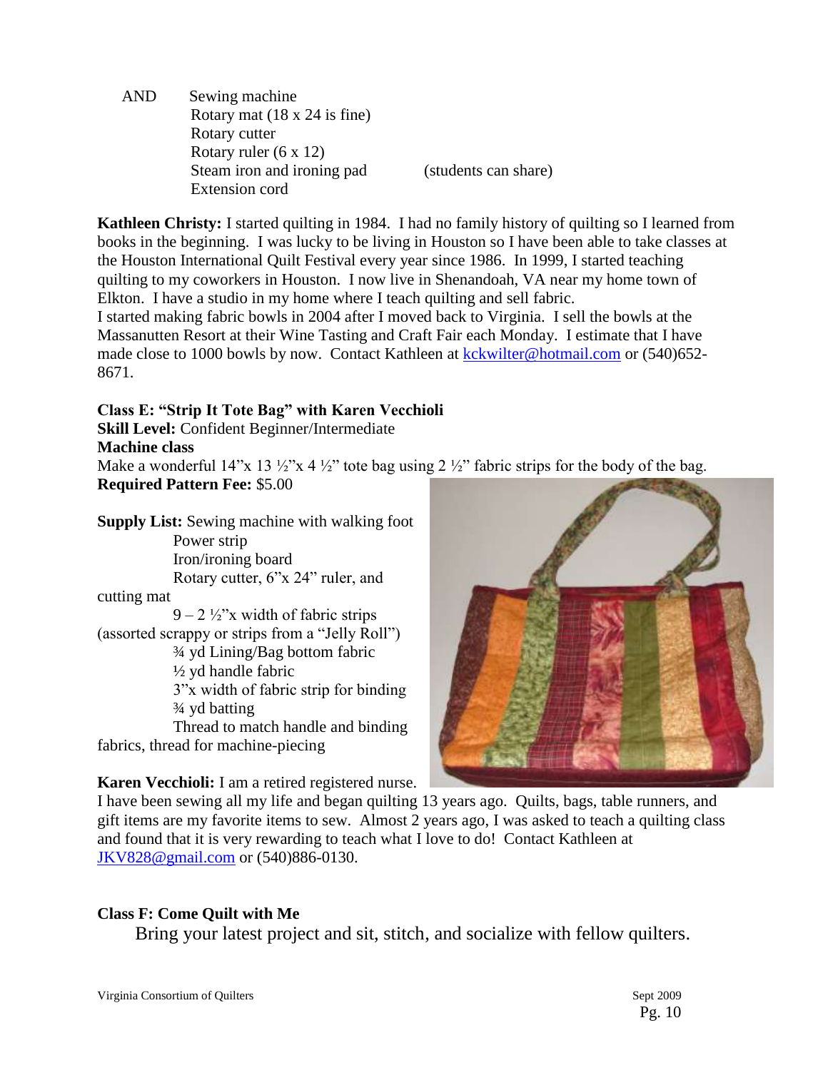AND Sewing machine
Rotary mat (18 x 24 is fine)
Rotary cutter
Rotary ruler (6 x 12)
Steam iron and ironing pad (students can share)
Extension cord

**Kathleen Christy:** I started quilting in 1984. I had no family history of quilting so I learned from books in the beginning. I was lucky to be living in Houston so I have been able to take classes at the Houston International Quilt Festival every year since 1986. In 1999, I started teaching quilting to my coworkers in Houston. I now live in Shenandoah, VA near my home town of Elkton. I have a studio in my home where I teach quilting and sell fabric.
I started making fabric bowls in 2004 after I moved back to Virginia. I sell the bowls at the Massanutten Resort at their Wine Tasting and Craft Fair each Monday. I estimate that I have made close to 1000 bowls by now. Contact Kathleen at kckwilter@hotmail.com or (540)652-8671.

**Class E: "Strip It Tote Bag" with Karen Vecchioli**
**Skill Level:** Confident Beginner/Intermediate
**Machine class**
Make a wonderful 14"x 13 ½"x 4 ½" tote bag using 2 ½" fabric strips for the body of the bag.
**Required Pattern Fee:** $5.00

**Supply List:** Sewing machine with walking foot
Power strip
Iron/ironing board
Rotary cutter, 6"x 24" ruler, and cutting mat
9 – 2 ½"x width of fabric strips (assorted scrappy or strips from a "Jelly Roll")
¾ yd Lining/Bag bottom fabric
½ yd handle fabric
3"x width of fabric strip for binding
¾ yd batting
Thread to match handle and binding fabrics, thread for machine-piecing

**Karen Vecchioli:** I am a retired registered nurse. I have been sewing all my life and began quilting 13 years ago. Quilts, bags, table runners, and gift items are my favorite items to sew. Almost 2 years ago, I was asked to teach a quilting class and found that it is very rewarding to teach what I love to do! Contact Kathleen at JKV828@gmail.com or (540)886-0130.

**Class F: Come Quilt with Me**

Bring your latest project and sit, stitch, and socialize with fellow quilters.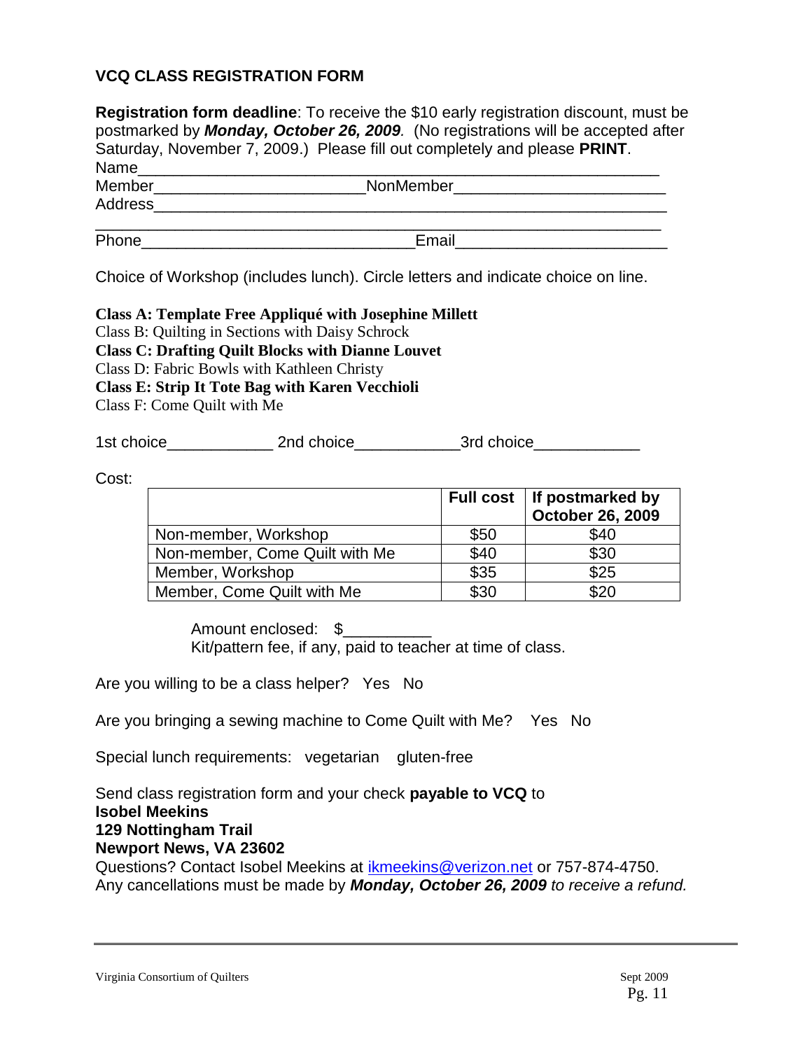## VCQ CLASS REGISTRATION FORM

**Registration form deadline**: To receive the $10 early registration discount, must be postmarked by ***Monday, October 26, 2009***. (No registrations will be accepted after Saturday, November 7, 2009.) Please fill out completely and please **PRINT**.

Name______________________________________________________

Member_______________________NonMember_______________________

Address______________________________________________________

_____________________________________________________________

Phone_____________________________Email_______________________

Choice of Workshop (includes lunch). Circle letters and indicate choice on line.

**Class A: Template Free Appliqué with Josephine Millett**
Class B: Quilting in Sections with Daisy Schrock
**Class C: Drafting Quilt Blocks with Dianne Louvet**
Class D: Fabric Bowls with Kathleen Christy
**Class E: Strip It Tote Bag with Karen Vecchioli**
Class F: Come Quilt with Me

1st choice____________ 2nd choice____________3rd choice____________

Cost:

| | **Full cost** | **If postmarked by October 26, 2009** |
|---|---|---|
| Non-member, Workshop | $50 | $40 |
| Non-member, Come Quilt with Me | $40 | $30 |
| Member, Workshop | $35 | $25 |
| Member, Come Quilt with Me | $30 | $20 |

Amount enclosed: $__________
Kit/pattern fee, if any, paid to teacher at time of class.

Are you willing to be a class helper? Yes No

Are you bringing a sewing machine to Come Quilt with Me? Yes No

Special lunch requirements: vegetarian gluten-free

Send class registration form and your check **payable to VCQ** to
**Isobel Meekins**
**129 Nottingham Trail**
**Newport News, VA 23602**
Questions? Contact Isobel Meekins at ikmeekins@verizon.net or 757-874-4750.
Any cancellations must be made by ***Monday, October 26, 2009*** *to receive a refund.*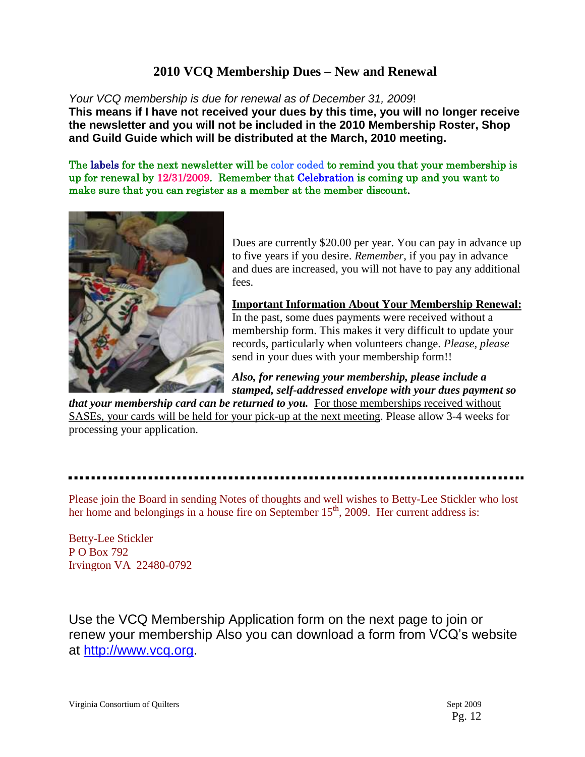## 2010 VCQ Membership Dues – New and Renewal

*Your VCQ membership is due for renewal as of December 31, 2009*!

**This means if I have not received your dues by this time, you will no longer receive the newsletter and you will not be included in the 2010 Membership Roster, Shop and Guild Guide which will be distributed at the March, 2010 meeting.**

The labels for the next newsletter will be color coded to remind you that your membership is up for renewal by 12/31/2009. Remember that Celebration is coming up and you want to make sure that you can register as a member at the member discount.

Dues are currently $20.00 per year. You can pay in advance up to five years if you desire. *Remember*, if you pay in advance and dues are increased, you will not have to pay any additional fees.

**Important Information About Your Membership Renewal:**
In the past, some dues payments were received without a membership form. This makes it very difficult to update your records, particularly when volunteers change. *Please, please* send in your dues with your membership form!!

***Also, for renewing your membership, please include a stamped, self-addressed envelope with your dues payment so that your membership card can be returned to you.*** For those memberships received without SASEs, your cards will be held for your pick-up at the next meeting. Please allow 3-4 weeks for processing your application.

---

Please join the Board in sending Notes of thoughts and well wishes to Betty-Lee Stickler who lost her home and belongings in a house fire on September 15th, 2009. Her current address is:

Betty-Lee Stickler
P O Box 792
Irvington VA 22480-0792

Use the VCQ Membership Application form on the next page to join or renew your membership Also you can download a form from VCQ's website at http://www.vcq.org.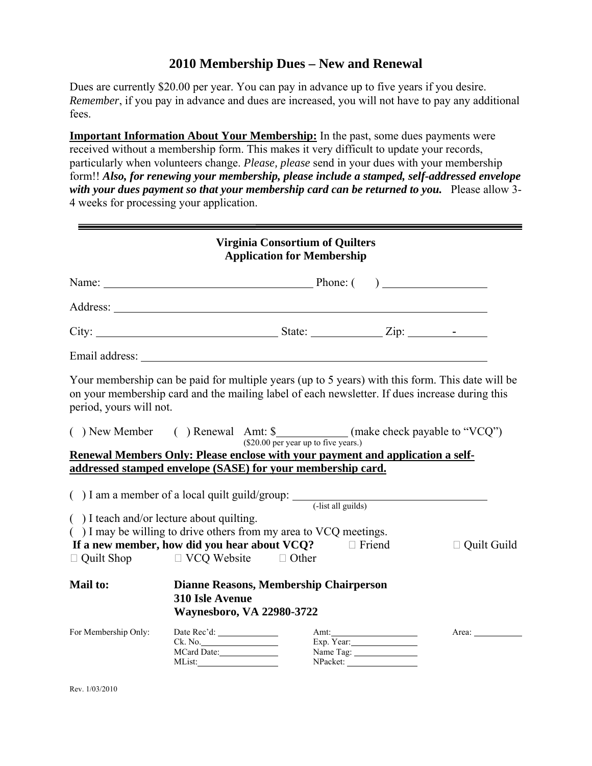# 2010 Membership Dues – New and Renewal

Dues are currently $20.00 per year. You can pay in advance up to five years if you desire. *Remember*, if you pay in advance and dues are increased, you will not have to pay any additional fees.

**Important Information About Your Membership:** In the past, some dues payments were received without a membership form. This makes it very difficult to update your records, particularly when volunteers change. *Please, please* send in your dues with your membership form!! ***Also, for renewing your membership, please include a stamped, self-addressed envelope with your dues payment so that your membership card can be returned to you.*** Please allow 3-4 weeks for processing your application.

---

## Virginia Consortium of Quilters
## Application for Membership

Name: ______________________________ Phone: (    ) ______________

Address: __________________________________________________

City: ________________________ State: __________ Zip: _______-_____

Email address: _____________________________________________

Your membership can be paid for multiple years (up to 5 years) with this form. This date will be on your membership card and the mailing label of each newsletter. If dues increase during this period, yours will not.

( ) New Member   ( ) Renewal   Amt: $__________ (make check payable to "VCQ")
($20.00 per year up to five years.)

**Renewal Members Only: Please enclose with your payment and application a self-addressed stamped envelope (SASE) for your membership card.**

( ) I am a member of a local quilt guild/group: ____________________________
(-list all guilds)

( ) I teach and/or lecture about quilting.

( ) I may be willing to drive others from my area to VCQ meetings.

**If a new member, how did you hear about VCQ?**  □ Friend  □ Quilt Guild  □ Quilt Shop  □ VCQ Website  □ Other

**Mail to:** **Dianne Reasons, Membership Chairperson**
**310 Isle Avenue**
**Waynesboro, VA 22980-3722**

| For Membership Only: | Date Rec'd: ______ | Amt: ______ | Area: ______ |
|---|---|---|---|
| | Ck. No. ______ | Exp. Year: ______ | |
| | MCard Date: ______ | Name Tag: ______ | |
| | MList: ______ | NPacket: ______ | |

Rev. 1/03/2010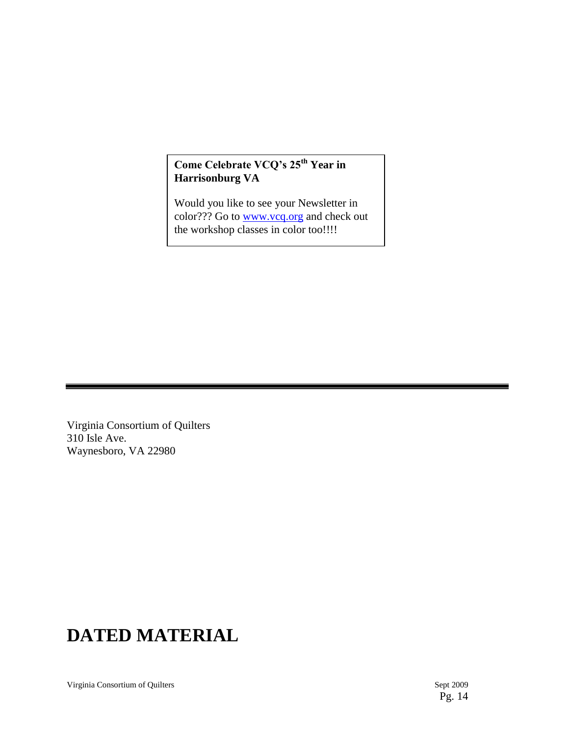**Come Celebrate VCQ's 25th Year in Harrisonburg VA**

Would you like to see your Newsletter in color??? Go to www.vcq.org and check out the workshop classes in color too!!!!

---

Virginia Consortium of Quilters
310 Isle Ave.
Waynesboro, VA 22980

# DATED MATERIAL